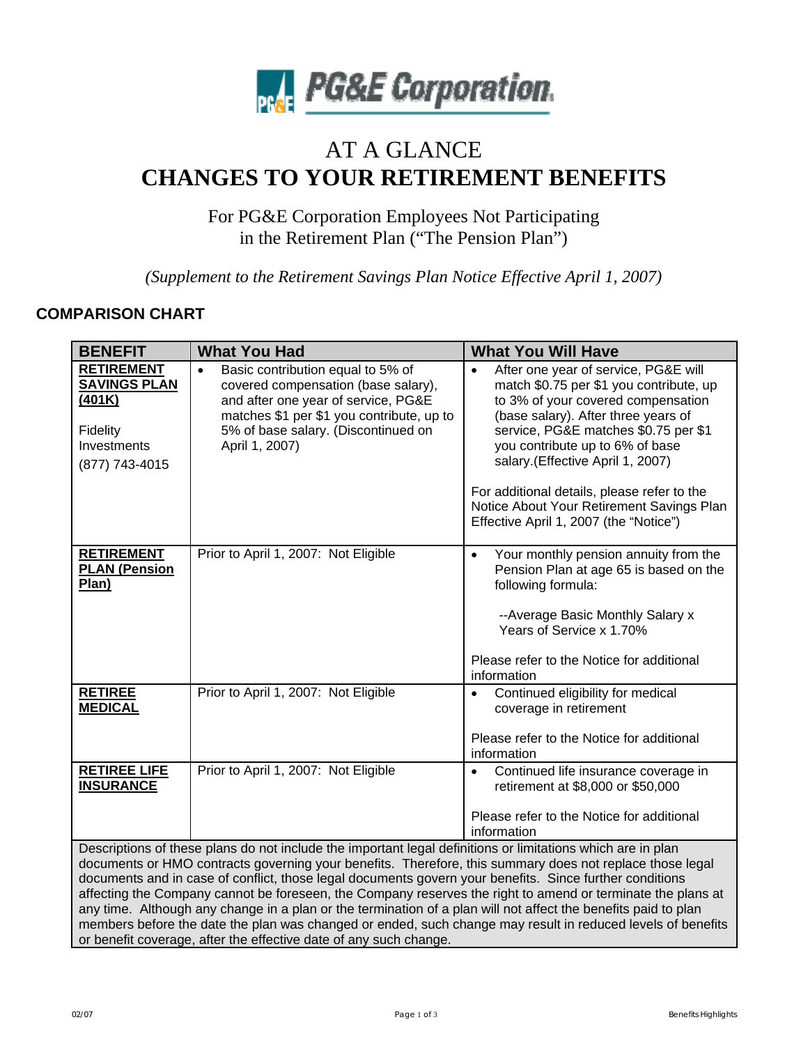# AT A GLANCE
# CHANGES TO YOUR RETIREMENT BENEFITS

For PG&E Corporation Employees Not Participating in the Retirement Plan ("The Pension Plan")

*(Supplement to the Retirement Savings Plan Notice Effective April 1, 2007)*

## COMPARISON CHART

| BENEFIT | What You Had | What You Will Have |
|---|---|---|
| **RETIREMENT SAVINGS PLAN (401K)**<br><br>Fidelity Investments<br>(877) 743-4015 | • Basic contribution equal to 5% of covered compensation (base salary), and after one year of service, PG&E matches $1 per $1 you contribute, up to 5% of base salary. (Discontinued on April 1, 2007) | • After one year of service, PG&E will match $0.75 per $1 you contribute, up to 3% of your covered compensation (base salary). After three years of service, PG&E matches $0.75 per $1 you contribute up to 6% of base salary.(Effective April 1, 2007)<br><br>For additional details, please refer to the Notice About Your Retirement Savings Plan Effective April 1, 2007 (the "Notice") |
| **RETIREMENT PLAN (Pension Plan)** | Prior to April 1, 2007: Not Eligible | • Your monthly pension annuity from the Pension Plan at age 65 is based on the following formula:<br><br>--Average Basic Monthly Salary x Years of Service x 1.70%<br><br>Please refer to the Notice for additional information |
| **RETIREE MEDICAL** | Prior to April 1, 2007: Not Eligible | • Continued eligibility for medical coverage in retirement<br><br>Please refer to the Notice for additional information |
| **RETIREE LIFE INSURANCE** | Prior to April 1, 2007: Not Eligible | • Continued life insurance coverage in retirement at $8,000 or $50,000<br><br>Please refer to the Notice for additional information |

Descriptions of these plans do not include the important legal definitions or limitations which are in plan documents or HMO contracts governing your benefits. Therefore, this summary does not replace those legal documents and in case of conflict, those legal documents govern your benefits. Since further conditions affecting the Company cannot be foreseen, the Company reserves the right to amend or terminate the plans at any time. Although any change in a plan or the termination of a plan will not affect the benefits paid to plan members before the date the plan was changed or ended, such change may result in reduced levels of benefits or benefit coverage, after the effective date of any such change.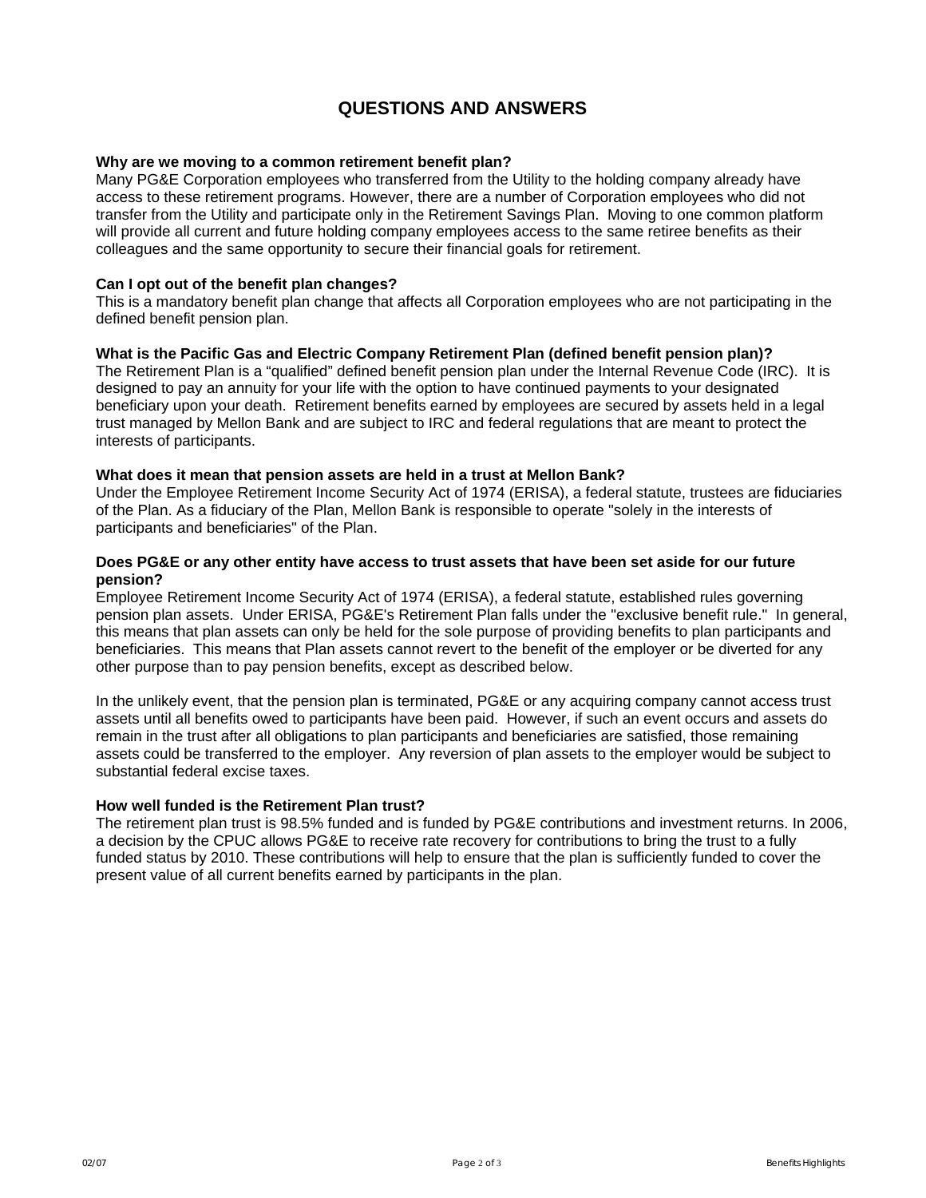# QUESTIONS AND ANSWERS

**Why are we moving to a common retirement benefit plan?**
Many PG&E Corporation employees who transferred from the Utility to the holding company already have access to these retirement programs. However, there are a number of Corporation employees who did not transfer from the Utility and participate only in the Retirement Savings Plan. Moving to one common platform will provide all current and future holding company employees access to the same retiree benefits as their colleagues and the same opportunity to secure their financial goals for retirement.

**Can I opt out of the benefit plan changes?**
This is a mandatory benefit plan change that affects all Corporation employees who are not participating in the defined benefit pension plan.

**What is the Pacific Gas and Electric Company Retirement Plan (defined benefit pension plan)?**
The Retirement Plan is a "qualified" defined benefit pension plan under the Internal Revenue Code (IRC). It is designed to pay an annuity for your life with the option to have continued payments to your designated beneficiary upon your death. Retirement benefits earned by employees are secured by assets held in a legal trust managed by Mellon Bank and are subject to IRC and federal regulations that are meant to protect the interests of participants.

**What does it mean that pension assets are held in a trust at Mellon Bank?**
Under the Employee Retirement Income Security Act of 1974 (ERISA), a federal statute, trustees are fiduciaries of the Plan. As a fiduciary of the Plan, Mellon Bank is responsible to operate "solely in the interests of participants and beneficiaries" of the Plan.

**Does PG&E or any other entity have access to trust assets that have been set aside for our future pension?**
Employee Retirement Income Security Act of 1974 (ERISA), a federal statute, established rules governing pension plan assets. Under ERISA, PG&E's Retirement Plan falls under the "exclusive benefit rule." In general, this means that plan assets can only be held for the sole purpose of providing benefits to plan participants and beneficiaries. This means that Plan assets cannot revert to the benefit of the employer or be diverted for any other purpose than to pay pension benefits, except as described below.

In the unlikely event, that the pension plan is terminated, PG&E or any acquiring company cannot access trust assets until all benefits owed to participants have been paid. However, if such an event occurs and assets do remain in the trust after all obligations to plan participants and beneficiaries are satisfied, those remaining assets could be transferred to the employer. Any reversion of plan assets to the employer would be subject to substantial federal excise taxes.

**How well funded is the Retirement Plan trust?**
The retirement plan trust is 98.5% funded and is funded by PG&E contributions and investment returns. In 2006, a decision by the CPUC allows PG&E to receive rate recovery for contributions to bring the trust to a fully funded status by 2010. These contributions will help to ensure that the plan is sufficiently funded to cover the present value of all current benefits earned by participants in the plan.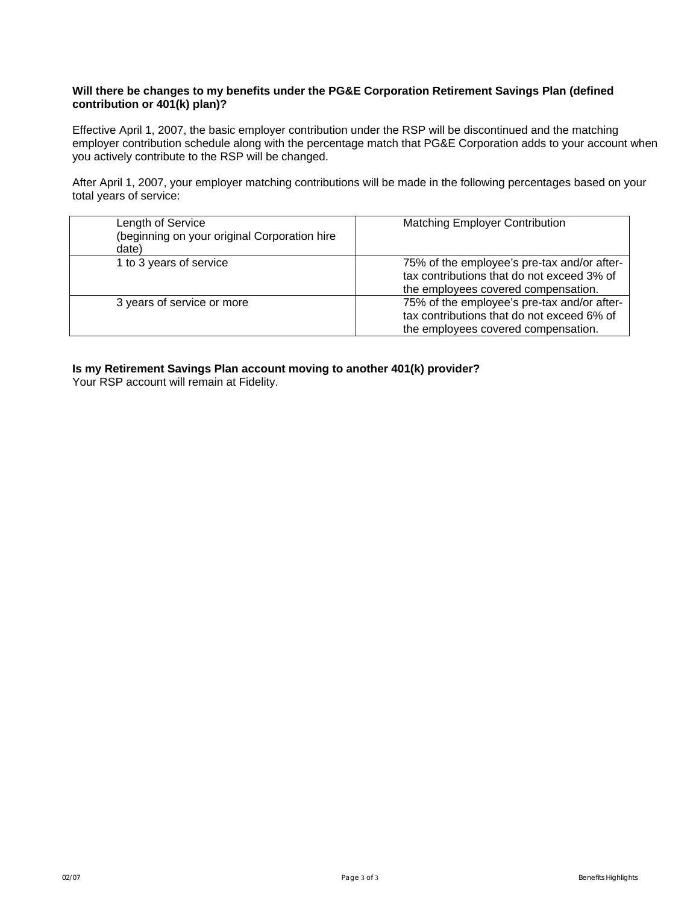**Will there be changes to my benefits under the PG&E Corporation Retirement Savings Plan (defined contribution or 401(k) plan)?**

Effective April 1, 2007, the basic employer contribution under the RSP will be discontinued and the matching employer contribution schedule along with the percentage match that PG&E Corporation adds to your account when you actively contribute to the RSP will be changed.

After April 1, 2007, your employer matching contributions will be made in the following percentages based on your total years of service:

| Length of Service (beginning on your original Corporation hire date) | Matching Employer Contribution |
|---|---|
| 1 to 3 years of service | 75% of the employee's pre-tax and/or after-tax contributions that do not exceed 3% of the employees covered compensation. |
| 3 years of service or more | 75% of the employee's pre-tax and/or after-tax contributions that do not exceed 6% of the employees covered compensation. |

**Is my Retirement Savings Plan account moving to another 401(k) provider?**
Your RSP account will remain at Fidelity.